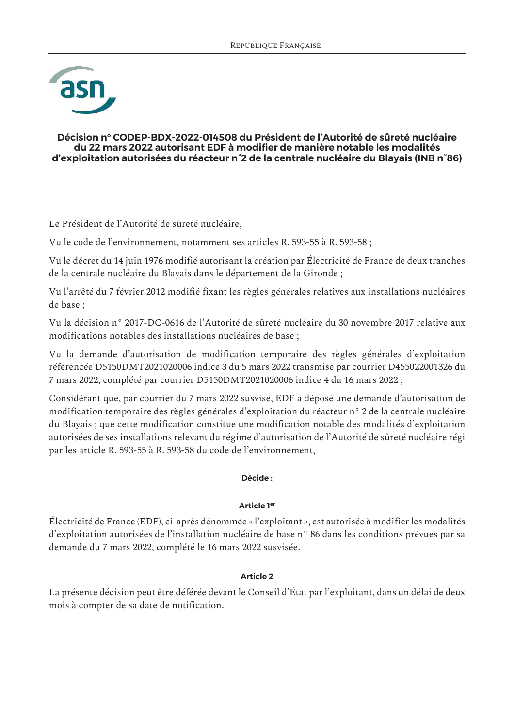REPUBLIQUE FRANÇAISE

**Décision n° CODEP-BDX-2022-014508 du Président de l'Autorité de sûreté nucléaire du 22 mars 2022 autorisant EDF à modifier de manière notable les modalités d'exploitation autorisées du réacteur n°2 de la centrale nucléaire du Blayais (INB n°86)**

Le Président de l'Autorité de sûreté nucléaire,

Vu le code de l'environnement, notamment ses articles R. 593-55 à R. 593-58 ;

Vu le décret du 14 juin 1976 modifié autorisant la création par Électricité de France de deux tranches de la centrale nucléaire du Blayais dans le département de la Gironde ;

Vu l'arrêté du 7 février 2012 modifié fixant les règles générales relatives aux installations nucléaires de base ;

Vu la décision n° 2017-DC-0616 de l'Autorité de sûreté nucléaire du 30 novembre 2017 relative aux modifications notables des installations nucléaires de base ;

Vu la demande d'autorisation de modification temporaire des règles générales d'exploitation référencée D5150DMT2021020006 indice 3 du 5 mars 2022 transmise par courrier D455022001326 du 7 mars 2022, complété par courrier D5150DMT2021020006 indice 4 du 16 mars 2022 ;

Considérant que, par courrier du 7 mars 2022 susvisé, EDF a déposé une demande d'autorisation de modification temporaire des règles générales d'exploitation du réacteur n° 2 de la centrale nucléaire du Blayais ; que cette modification constitue une modification notable des modalités d'exploitation autorisées de ses installations relevant du régime d'autorisation de l'Autorité de sûreté nucléaire régi par les article R. 593-55 à R. 593-58 du code de l'environnement,

**Décide :**

**Article 1er**

Électricité de France (EDF), ci-après dénommée « l'exploitant », est autorisée à modifier les modalités d'exploitation autorisées de l'installation nucléaire de base n° 86 dans les conditions prévues par sa demande du 7 mars 2022, complété le 16 mars 2022 susvisée.

**Article 2**

La présente décision peut être déférée devant le Conseil d'État par l'exploitant, dans un délai de deux mois à compter de sa date de notification.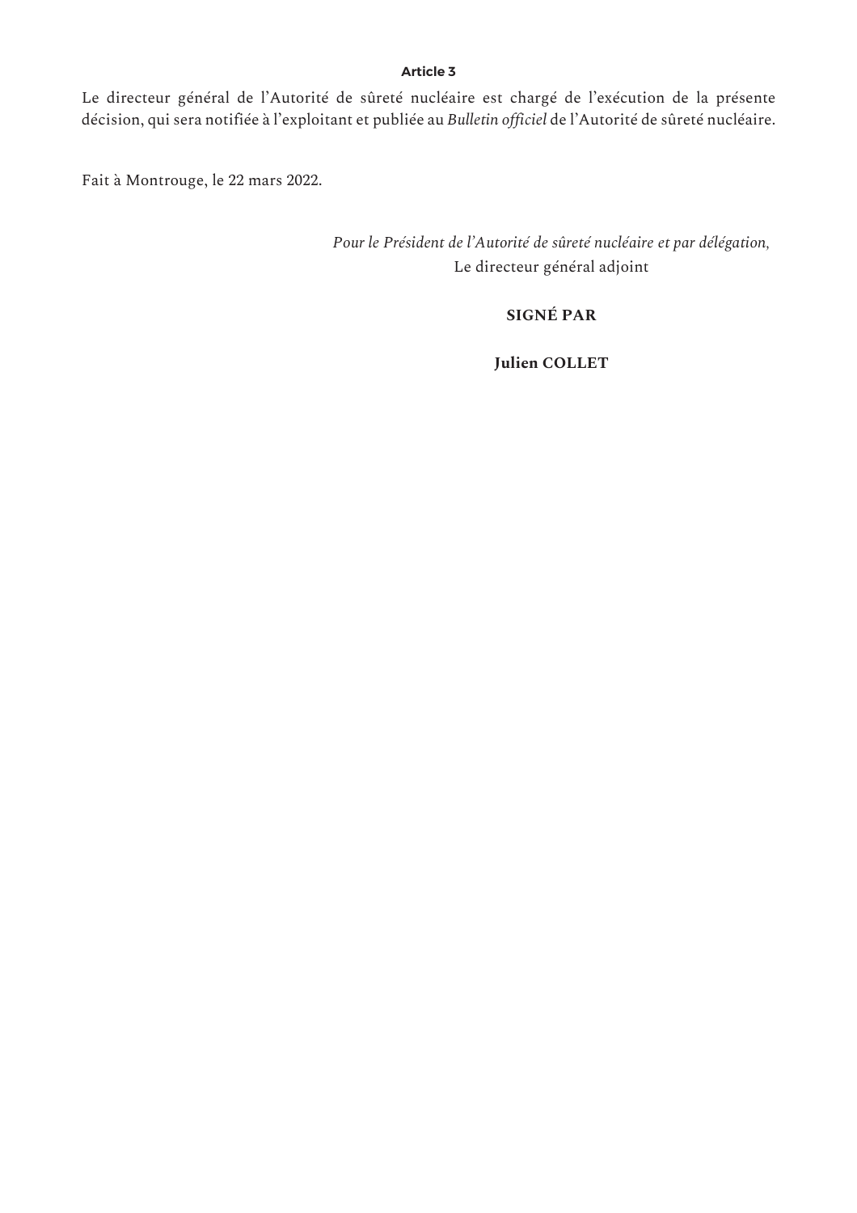**Article 3**

Le directeur général de l'Autorité de sûreté nucléaire est chargé de l'exécution de la présente décision, qui sera notifiée à l'exploitant et publiée au *Bulletin officiel* de l'Autorité de sûreté nucléaire.

Fait à Montrouge, le 22 mars 2022.

*Pour le Président de l'Autorité de sûreté nucléaire et par délégation,*
Le directeur général adjoint

**SIGNÉ PAR**

**Julien COLLET**